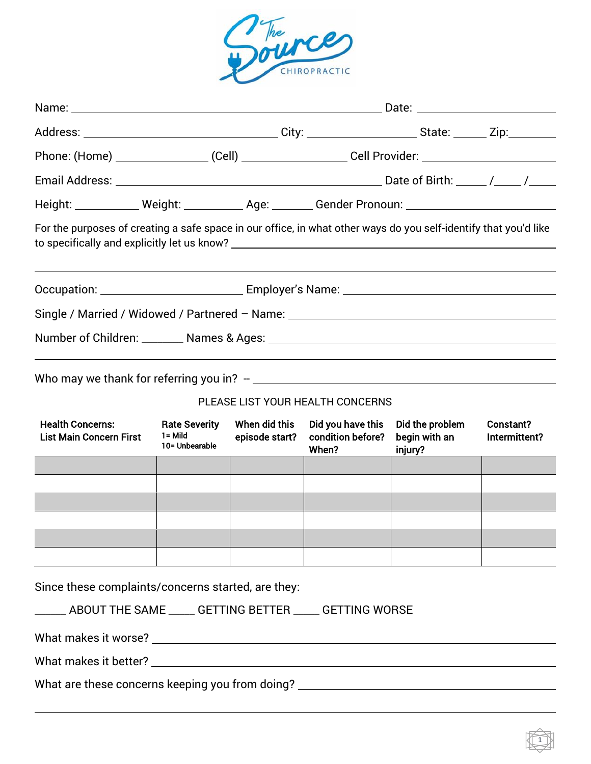# The Source CHIROPRACTIC

Name: ______________________________ Date: ______________

Address: ______________________ City: ______________ State: _____ Zip: _______

Phone: (Home) ______________ (Cell) ______________ Cell Provider: ______________

Email Address: ______________________________ Date of Birth: ____/____/____

Height: __________ Weight: __________ Age: ______ Gender Pronoun: ______________

For the purposes of creating a safe space in our office, in what other ways do you self-identify that you'd like to specifically and explicitly let us know? ______________________________

______________________________________________________________

Occupation: ______________________ Employer's Name: ______________________

Single / Married / Widowed / Partnered – Name: ______________________________

Number of Children: ______ Names & Ages: ______________________________

______________________________________________________________

Who may we thank for referring you in? – ______________________________

PLEASE LIST YOUR HEALTH CONCERNS

| Health Concerns: List Main Concern First | Rate Severity 1= Mild 10= Unbearable | When did this episode start? | Did you have this condition before? When? | Did the problem begin with an injury? | Constant? Intermittent? |
|---|---|---|---|---|---|
| | | | | | |
| | | | | | |
| | | | | | |
| | | | | | |
| | | | | | |
| | | | | | |

Since these complaints/concerns started, are they:

_____ ABOUT THE SAME _____ GETTING BETTER _____ GETTING WORSE

What makes it worse? ______________________________

What makes it better? ______________________________

What are these concerns keeping you from doing? ______________________________

______________________________________________________________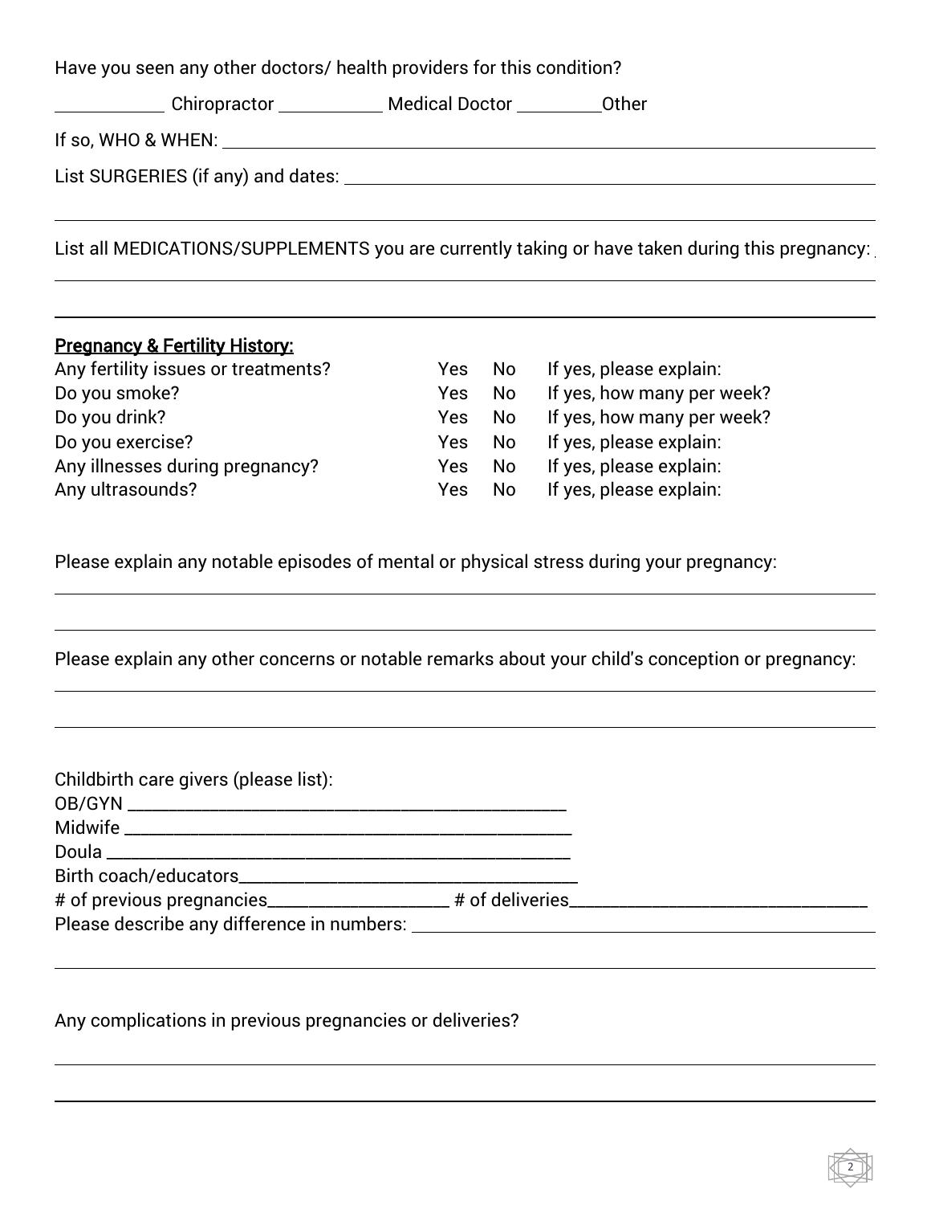Have you seen any other doctors/ health providers for this condition?

\_\_\_\_\_\_\_\_\_\_\_\_ Chiropractor \_\_\_\_\_\_\_\_\_\_\_\_ Medical Doctor \_\_\_\_\_\_\_\_\_\_Other

If so, WHO & WHEN: \_\_\_\_\_\_\_\_\_\_\_\_\_\_\_\_\_\_\_\_\_\_\_\_\_\_\_\_\_\_\_\_\_\_\_\_\_\_\_\_\_\_\_\_\_\_\_\_

List SURGERIES (if any) and dates: \_\_\_\_\_\_\_\_\_\_\_\_\_\_\_\_\_\_\_\_\_\_\_\_\_\_\_\_\_\_\_\_\_\_\_\_\_\_

\_\_\_\_\_\_\_\_\_\_\_\_\_\_\_\_\_\_\_\_\_\_\_\_\_\_\_\_\_\_\_\_\_\_\_\_\_\_\_\_\_\_\_\_\_\_\_\_\_\_\_\_\_\_\_\_\_\_\_\_\_\_\_\_

List all MEDICATIONS/SUPPLEMENTS you are currently taking or have taken during this pregnancy:

\_\_\_\_\_\_\_\_\_\_\_\_\_\_\_\_\_\_\_\_\_\_\_\_\_\_\_\_\_\_\_\_\_\_\_\_\_\_\_\_\_\_\_\_\_\_\_\_\_\_\_\_\_\_\_\_\_\_\_\_\_\_\_\_

\_\_\_\_\_\_\_\_\_\_\_\_\_\_\_\_\_\_\_\_\_\_\_\_\_\_\_\_\_\_\_\_\_\_\_\_\_\_\_\_\_\_\_\_\_\_\_\_\_\_\_\_\_\_\_\_\_\_\_\_\_\_\_\_

**Pregnancy & Fertility History:**

| | | | |
|---|---|---|---|
| Any fertility issues or treatments? | Yes | No | If yes, please explain: |
| Do you smoke? | Yes | No | If yes, how many per week? |
| Do you drink? | Yes | No | If yes, how many per week? |
| Do you exercise? | Yes | No | If yes, please explain: |
| Any illnesses during pregnancy? | Yes | No | If yes, please explain: |
| Any ultrasounds? | Yes | No | If yes, please explain: |

Please explain any notable episodes of mental or physical stress during your pregnancy:

\_\_\_\_\_\_\_\_\_\_\_\_\_\_\_\_\_\_\_\_\_\_\_\_\_\_\_\_\_\_\_\_\_\_\_\_\_\_\_\_\_\_\_\_\_\_\_\_\_\_\_\_\_\_\_\_\_\_\_\_\_\_\_\_

\_\_\_\_\_\_\_\_\_\_\_\_\_\_\_\_\_\_\_\_\_\_\_\_\_\_\_\_\_\_\_\_\_\_\_\_\_\_\_\_\_\_\_\_\_\_\_\_\_\_\_\_\_\_\_\_\_\_\_\_\_\_\_\_

Please explain any other concerns or notable remarks about your child's conception or pregnancy:

\_\_\_\_\_\_\_\_\_\_\_\_\_\_\_\_\_\_\_\_\_\_\_\_\_\_\_\_\_\_\_\_\_\_\_\_\_\_\_\_\_\_\_\_\_\_\_\_\_\_\_\_\_\_\_\_\_\_\_\_\_\_\_\_

\_\_\_\_\_\_\_\_\_\_\_\_\_\_\_\_\_\_\_\_\_\_\_\_\_\_\_\_\_\_\_\_\_\_\_\_\_\_\_\_\_\_\_\_\_\_\_\_\_\_\_\_\_\_\_\_\_\_\_\_\_\_\_\_

Childbirth care givers (please list):

OB/GYN \_\_\_\_\_\_\_\_\_\_\_\_\_\_\_\_\_\_\_\_\_\_\_\_\_\_\_\_\_\_\_\_\_\_\_\_\_\_\_\_\_\_

Midwife \_\_\_\_\_\_\_\_\_\_\_\_\_\_\_\_\_\_\_\_\_\_\_\_\_\_\_\_\_\_\_\_\_\_\_\_\_\_\_\_\_\_

Doula \_\_\_\_\_\_\_\_\_\_\_\_\_\_\_\_\_\_\_\_\_\_\_\_\_\_\_\_\_\_\_\_\_\_\_\_\_\_\_\_\_\_\_\_

Birth coach/educators\_\_\_\_\_\_\_\_\_\_\_\_\_\_\_\_\_\_\_\_\_\_\_\_\_\_\_\_\_\_\_\_\_\_

# of previous pregnancies\_\_\_\_\_\_\_\_\_\_\_\_\_\_\_\_\_\_ # of deliveries\_\_\_\_\_\_\_\_\_\_\_\_\_\_\_\_\_\_\_\_\_\_\_\_\_\_\_\_\_\_

Please describe any difference in numbers: \_\_\_\_\_\_\_\_\_\_\_\_\_\_\_\_\_\_\_\_\_\_\_\_\_\_\_\_\_\_\_\_\_\_\_\_\_\_\_\_\_\_

\_\_\_\_\_\_\_\_\_\_\_\_\_\_\_\_\_\_\_\_\_\_\_\_\_\_\_\_\_\_\_\_\_\_\_\_\_\_\_\_\_\_\_\_\_\_\_\_\_\_\_\_\_\_\_\_\_\_\_\_\_\_\_\_

Any complications in previous pregnancies or deliveries?

\_\_\_\_\_\_\_\_\_\_\_\_\_\_\_\_\_\_\_\_\_\_\_\_\_\_\_\_\_\_\_\_\_\_\_\_\_\_\_\_\_\_\_\_\_\_\_\_\_\_\_\_\_\_\_\_\_\_\_\_\_\_\_\_

\_\_\_\_\_\_\_\_\_\_\_\_\_\_\_\_\_\_\_\_\_\_\_\_\_\_\_\_\_\_\_\_\_\_\_\_\_\_\_\_\_\_\_\_\_\_\_\_\_\_\_\_\_\_\_\_\_\_\_\_\_\_\_\_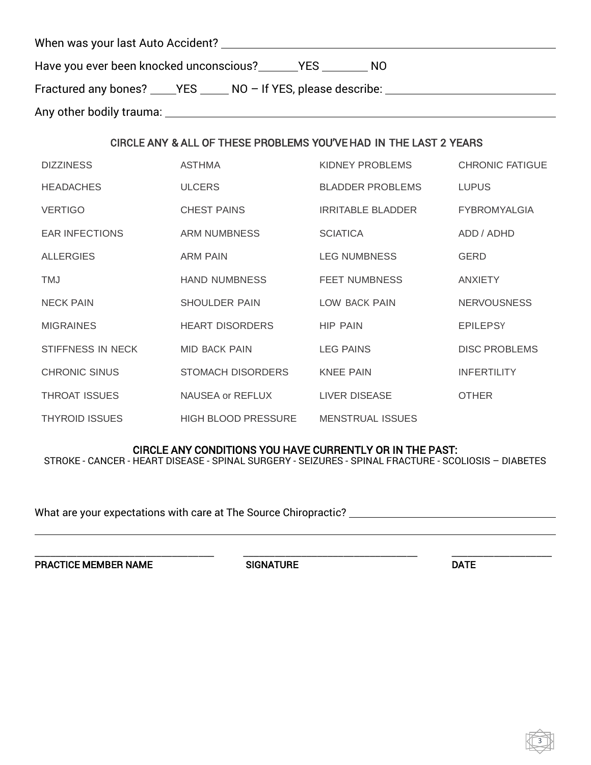When was your last Auto Accident? ______________________________

Have you ever been knocked unconscious? _______ YES ________ NO

Fractured any bones? _____ YES _____ NO – If YES, please describe: ______________________________

Any other bodily trauma: ______________________________

## CIRCLE ANY & ALL OF THESE PROBLEMS YOU'VE HAD IN THE LAST 2 YEARS

| | | | |
|---|---|---|---|
| DIZZINESS | ASTHMA | KIDNEY PROBLEMS | CHRONIC FATIGUE |
| HEADACHES | ULCERS | BLADDER PROBLEMS | LUPUS |
| VERTIGO | CHEST PAINS | IRRITABLE BLADDER | FYBROMYALGIA |
| EAR INFECTIONS | ARM NUMBNESS | SCIATICA | ADD / ADHD |
| ALLERGIES | ARM PAIN | LEG NUMBNESS | GERD |
| TMJ | HAND NUMBNESS | FEET NUMBNESS | ANXIETY |
| NECK PAIN | SHOULDER PAIN | LOW BACK PAIN | NERVOUSNESS |
| MIGRAINES | HEART DISORDERS | HIP PAIN | EPILEPSY |
| STIFFNESS IN NECK | MID BACK PAIN | LEG PAINS | DISC PROBLEMS |
| CHRONIC SINUS | STOMACH DISORDERS | KNEE PAIN | INFERTILITY |
| THROAT ISSUES | NAUSEA or REFLUX | LIVER DISEASE | OTHER |
| THYROID ISSUES | HIGH BLOOD PRESSURE | MENSTRUAL ISSUES | |

## CIRCLE ANY CONDITIONS YOU HAVE CURRENTLY OR IN THE PAST:

STROKE - CANCER - HEART DISEASE - SPINAL SURGERY - SEIZURES - SPINAL FRACTURE - SCOLIOSIS – DIABETES

What are your expectations with care at The Source Chiropractic? ______________________________

______________________________

______________________________ ______________________________ ____________________

**PRACTICE MEMBER NAME** **SIGNATURE** **DATE**